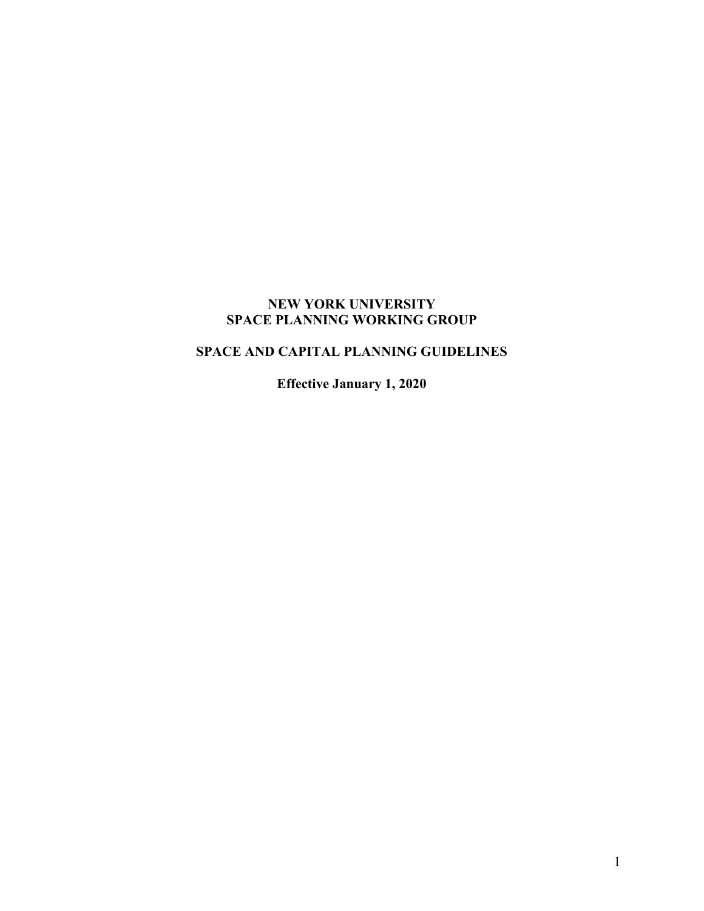# NEW YORK UNIVERSITY
# SPACE PLANNING WORKING GROUP

## SPACE AND CAPITAL PLANNING GUIDELINES

**Effective January 1, 2020**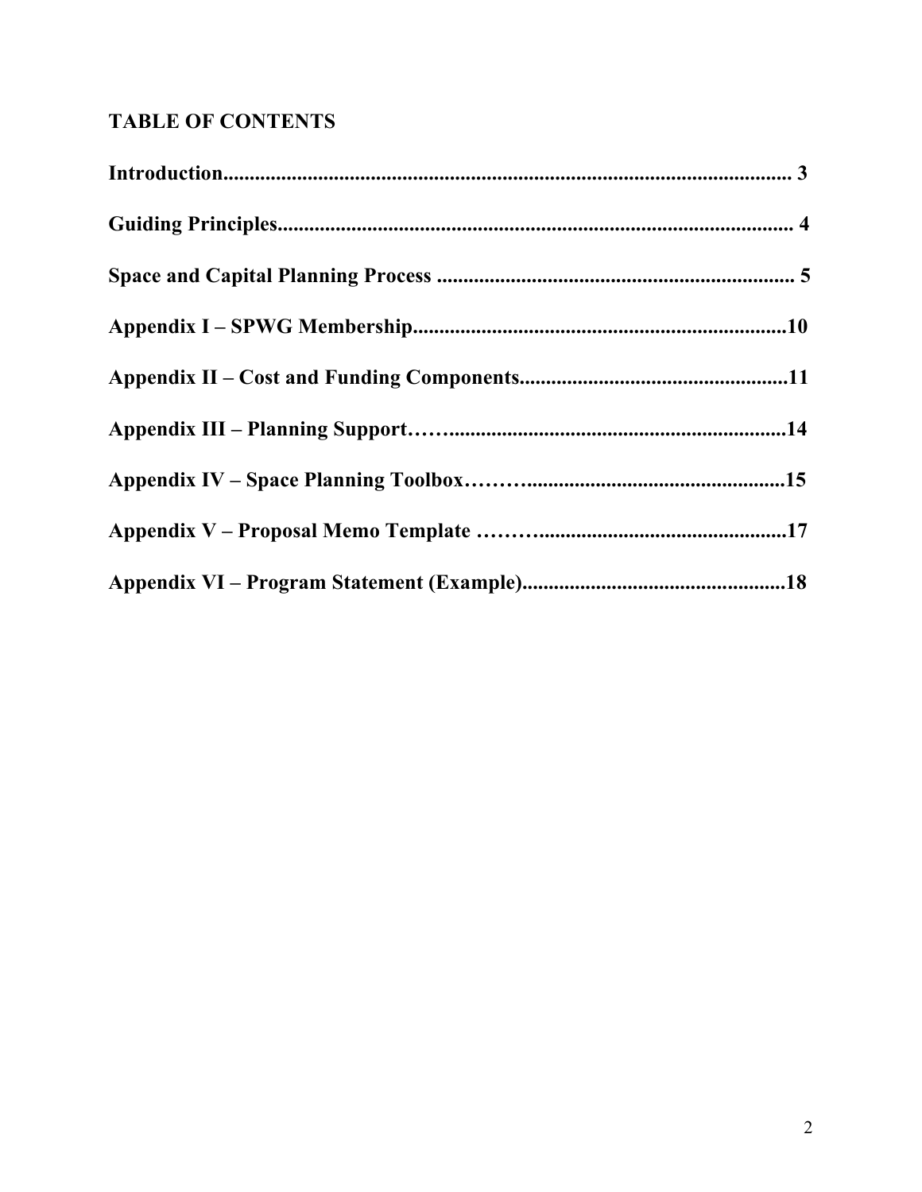## TABLE OF CONTENTS

**Introduction............................................................................................................. 3**

**Guiding Principles................................................................................................. 4**

**Space and Capital Planning Process .................................................................... 5**

**Appendix I – SPWG Membership.......................................................................10**

**Appendix II – Cost and Funding Components...................................................11**

**Appendix III – Planning Support……...................................................................14**

**Appendix IV – Space Planning Toolbox……….................................................15**

**Appendix V – Proposal Memo Template ………..............................................17**

**Appendix VI – Program Statement (Example)..................................................18**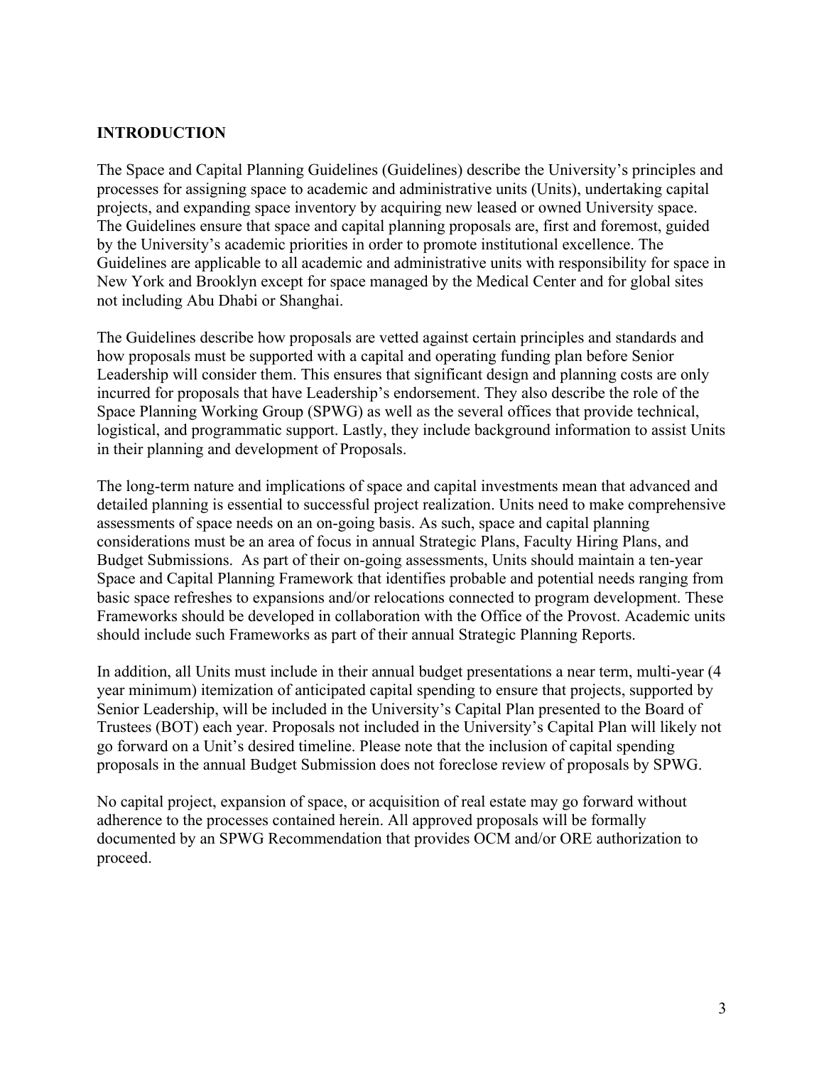## INTRODUCTION

The Space and Capital Planning Guidelines (Guidelines) describe the University's principles and processes for assigning space to academic and administrative units (Units), undertaking capital projects, and expanding space inventory by acquiring new leased or owned University space. The Guidelines ensure that space and capital planning proposals are, first and foremost, guided by the University's academic priorities in order to promote institutional excellence. The Guidelines are applicable to all academic and administrative units with responsibility for space in New York and Brooklyn except for space managed by the Medical Center and for global sites not including Abu Dhabi or Shanghai.

The Guidelines describe how proposals are vetted against certain principles and standards and how proposals must be supported with a capital and operating funding plan before Senior Leadership will consider them. This ensures that significant design and planning costs are only incurred for proposals that have Leadership's endorsement. They also describe the role of the Space Planning Working Group (SPWG) as well as the several offices that provide technical, logistical, and programmatic support. Lastly, they include background information to assist Units in their planning and development of Proposals.

The long-term nature and implications of space and capital investments mean that advanced and detailed planning is essential to successful project realization. Units need to make comprehensive assessments of space needs on an on-going basis. As such, space and capital planning considerations must be an area of focus in annual Strategic Plans, Faculty Hiring Plans, and Budget Submissions. As part of their on-going assessments, Units should maintain a ten-year Space and Capital Planning Framework that identifies probable and potential needs ranging from basic space refreshes to expansions and/or relocations connected to program development. These Frameworks should be developed in collaboration with the Office of the Provost. Academic units should include such Frameworks as part of their annual Strategic Planning Reports.

In addition, all Units must include in their annual budget presentations a near term, multi-year (4 year minimum) itemization of anticipated capital spending to ensure that projects, supported by Senior Leadership, will be included in the University's Capital Plan presented to the Board of Trustees (BOT) each year. Proposals not included in the University's Capital Plan will likely not go forward on a Unit's desired timeline. Please note that the inclusion of capital spending proposals in the annual Budget Submission does not foreclose review of proposals by SPWG.

No capital project, expansion of space, or acquisition of real estate may go forward without adherence to the processes contained herein. All approved proposals will be formally documented by an SPWG Recommendation that provides OCM and/or ORE authorization to proceed.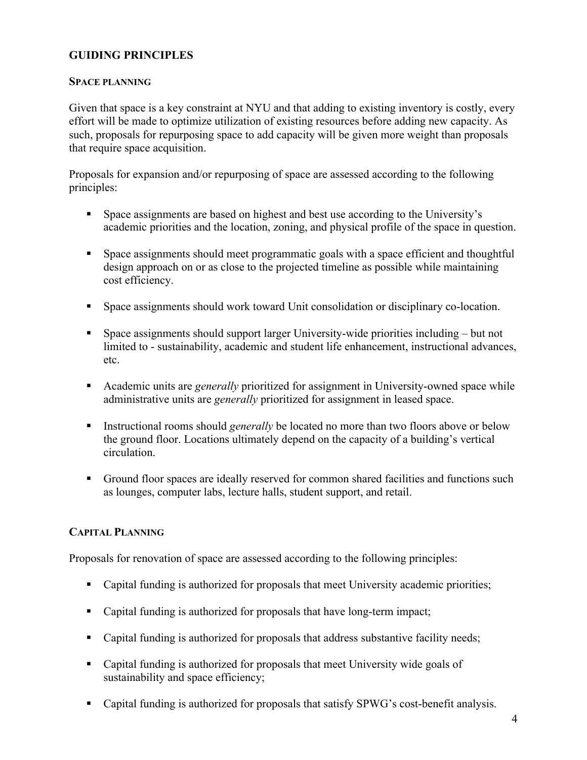## GUIDING PRINCIPLES

### SPACE PLANNING

Given that space is a key constraint at NYU and that adding to existing inventory is costly, every effort will be made to optimize utilization of existing resources before adding new capacity. As such, proposals for repurposing space to add capacity will be given more weight than proposals that require space acquisition.

Proposals for expansion and/or repurposing of space are assessed according to the following principles:

- Space assignments are based on highest and best use according to the University's academic priorities and the location, zoning, and physical profile of the space in question.
- Space assignments should meet programmatic goals with a space efficient and thoughtful design approach on or as close to the projected timeline as possible while maintaining cost efficiency.
- Space assignments should work toward Unit consolidation or disciplinary co-location.
- Space assignments should support larger University-wide priorities including – but not limited to - sustainability, academic and student life enhancement, instructional advances, etc.
- Academic units are *generally* prioritized for assignment in University-owned space while administrative units are *generally* prioritized for assignment in leased space.
- Instructional rooms should *generally* be located no more than two floors above or below the ground floor. Locations ultimately depend on the capacity of a building's vertical circulation.
- Ground floor spaces are ideally reserved for common shared facilities and functions such as lounges, computer labs, lecture halls, student support, and retail.

### CAPITAL PLANNING

Proposals for renovation of space are assessed according to the following principles:

- Capital funding is authorized for proposals that meet University academic priorities;
- Capital funding is authorized for proposals that have long-term impact;
- Capital funding is authorized for proposals that address substantive facility needs;
- Capital funding is authorized for proposals that meet University wide goals of sustainability and space efficiency;
- Capital funding is authorized for proposals that satisfy SPWG's cost-benefit analysis.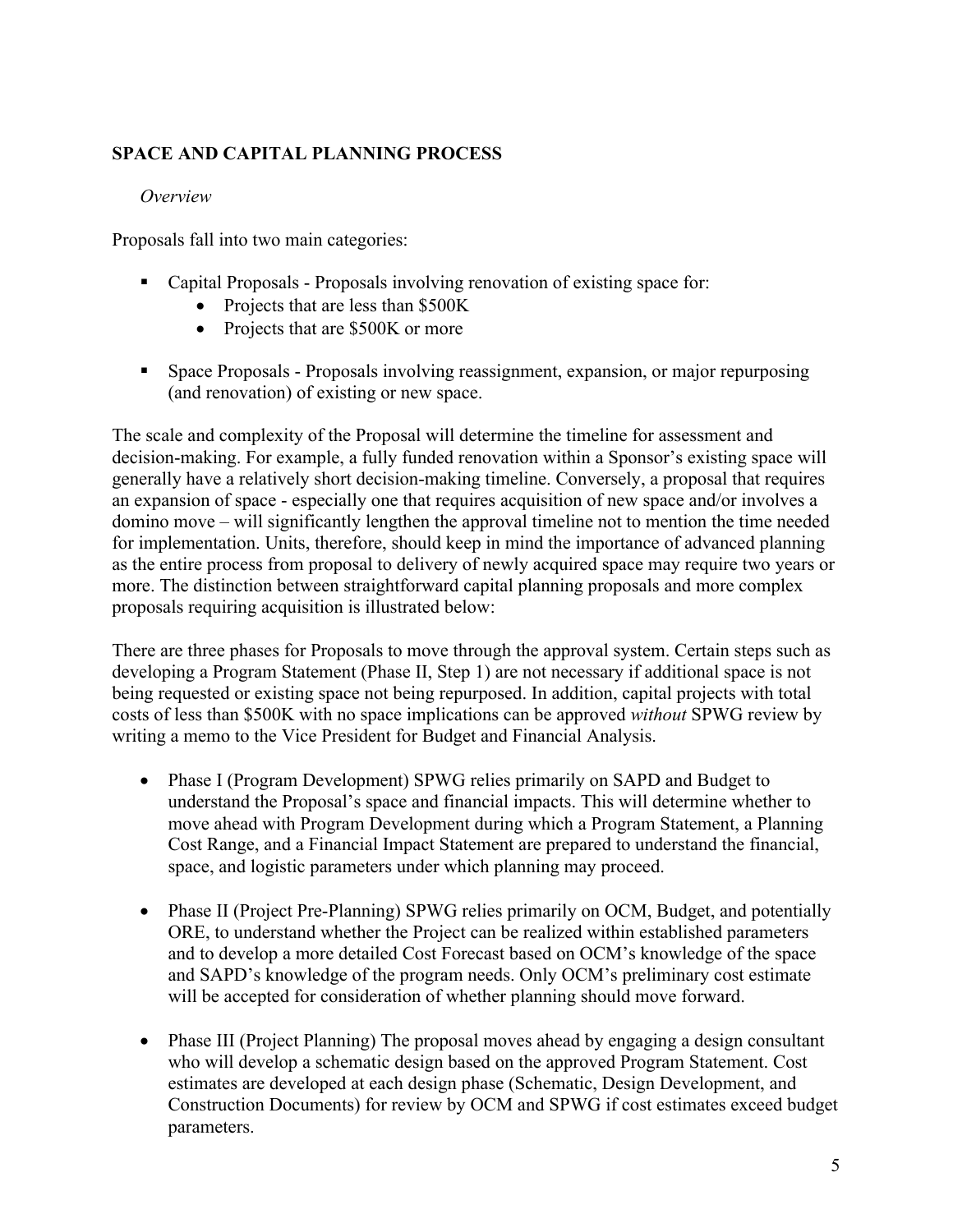## SPACE AND CAPITAL PLANNING PROCESS

*Overview*

Proposals fall into two main categories:

- Capital Proposals - Proposals involving renovation of existing space for:
  - Projects that are less than $500K
  - Projects that are $500K or more
- Space Proposals - Proposals involving reassignment, expansion, or major repurposing (and renovation) of existing or new space.

The scale and complexity of the Proposal will determine the timeline for assessment and decision-making. For example, a fully funded renovation within a Sponsor's existing space will generally have a relatively short decision-making timeline. Conversely, a proposal that requires an expansion of space - especially one that requires acquisition of new space and/or involves a domino move – will significantly lengthen the approval timeline not to mention the time needed for implementation. Units, therefore, should keep in mind the importance of advanced planning as the entire process from proposal to delivery of newly acquired space may require two years or more. The distinction between straightforward capital planning proposals and more complex proposals requiring acquisition is illustrated below:

There are three phases for Proposals to move through the approval system. Certain steps such as developing a Program Statement (Phase II, Step 1) are not necessary if additional space is not being requested or existing space not being repurposed. In addition, capital projects with total costs of less than $500K with no space implications can be approved *without* SPWG review by writing a memo to the Vice President for Budget and Financial Analysis.

- Phase I (Program Development) SPWG relies primarily on SAPD and Budget to understand the Proposal's space and financial impacts. This will determine whether to move ahead with Program Development during which a Program Statement, a Planning Cost Range, and a Financial Impact Statement are prepared to understand the financial, space, and logistic parameters under which planning may proceed.
- Phase II (Project Pre-Planning) SPWG relies primarily on OCM, Budget, and potentially ORE, to understand whether the Project can be realized within established parameters and to develop a more detailed Cost Forecast based on OCM's knowledge of the space and SAPD's knowledge of the program needs. Only OCM's preliminary cost estimate will be accepted for consideration of whether planning should move forward.
- Phase III (Project Planning) The proposal moves ahead by engaging a design consultant who will develop a schematic design based on the approved Program Statement. Cost estimates are developed at each design phase (Schematic, Design Development, and Construction Documents) for review by OCM and SPWG if cost estimates exceed budget parameters.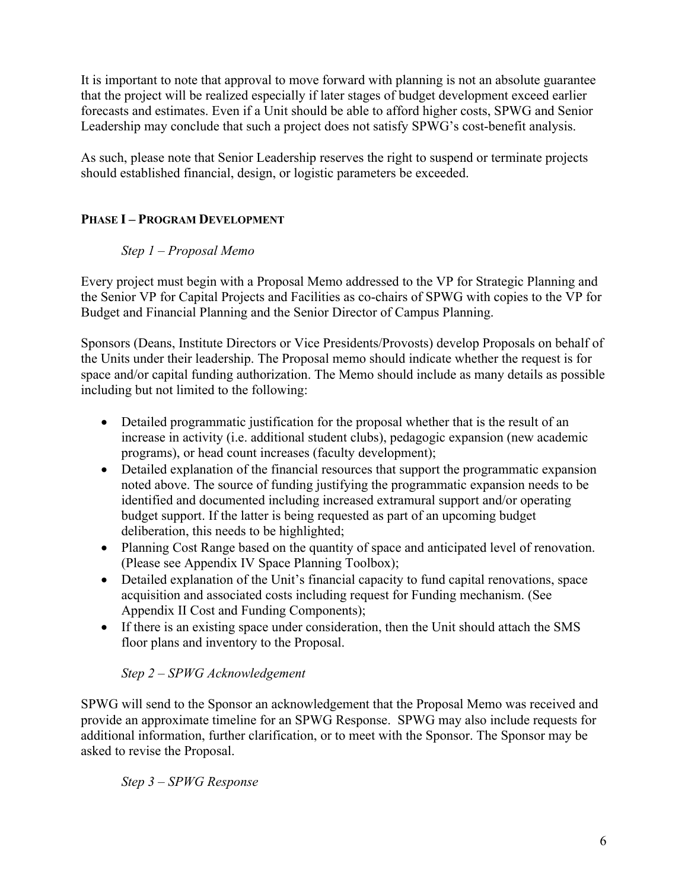It is important to note that approval to move forward with planning is not an absolute guarantee that the project will be realized especially if later stages of budget development exceed earlier forecasts and estimates. Even if a Unit should be able to afford higher costs, SPWG and Senior Leadership may conclude that such a project does not satisfy SPWG's cost-benefit analysis.

As such, please note that Senior Leadership reserves the right to suspend or terminate projects should established financial, design, or logistic parameters be exceeded.

## PHASE I – PROGRAM DEVELOPMENT

*Step 1 – Proposal Memo*

Every project must begin with a Proposal Memo addressed to the VP for Strategic Planning and the Senior VP for Capital Projects and Facilities as co-chairs of SPWG with copies to the VP for Budget and Financial Planning and the Senior Director of Campus Planning.

Sponsors (Deans, Institute Directors or Vice Presidents/Provosts) develop Proposals on behalf of the Units under their leadership. The Proposal memo should indicate whether the request is for space and/or capital funding authorization. The Memo should include as many details as possible including but not limited to the following:

- Detailed programmatic justification for the proposal whether that is the result of an increase in activity (i.e. additional student clubs), pedagogic expansion (new academic programs), or head count increases (faculty development);
- Detailed explanation of the financial resources that support the programmatic expansion noted above. The source of funding justifying the programmatic expansion needs to be identified and documented including increased extramural support and/or operating budget support. If the latter is being requested as part of an upcoming budget deliberation, this needs to be highlighted;
- Planning Cost Range based on the quantity of space and anticipated level of renovation. (Please see Appendix IV Space Planning Toolbox);
- Detailed explanation of the Unit's financial capacity to fund capital renovations, space acquisition and associated costs including request for Funding mechanism. (See Appendix II Cost and Funding Components);
- If there is an existing space under consideration, then the Unit should attach the SMS floor plans and inventory to the Proposal.

*Step 2 – SPWG Acknowledgement*

SPWG will send to the Sponsor an acknowledgement that the Proposal Memo was received and provide an approximate timeline for an SPWG Response. SPWG may also include requests for additional information, further clarification, or to meet with the Sponsor. The Sponsor may be asked to revise the Proposal.

*Step 3 – SPWG Response*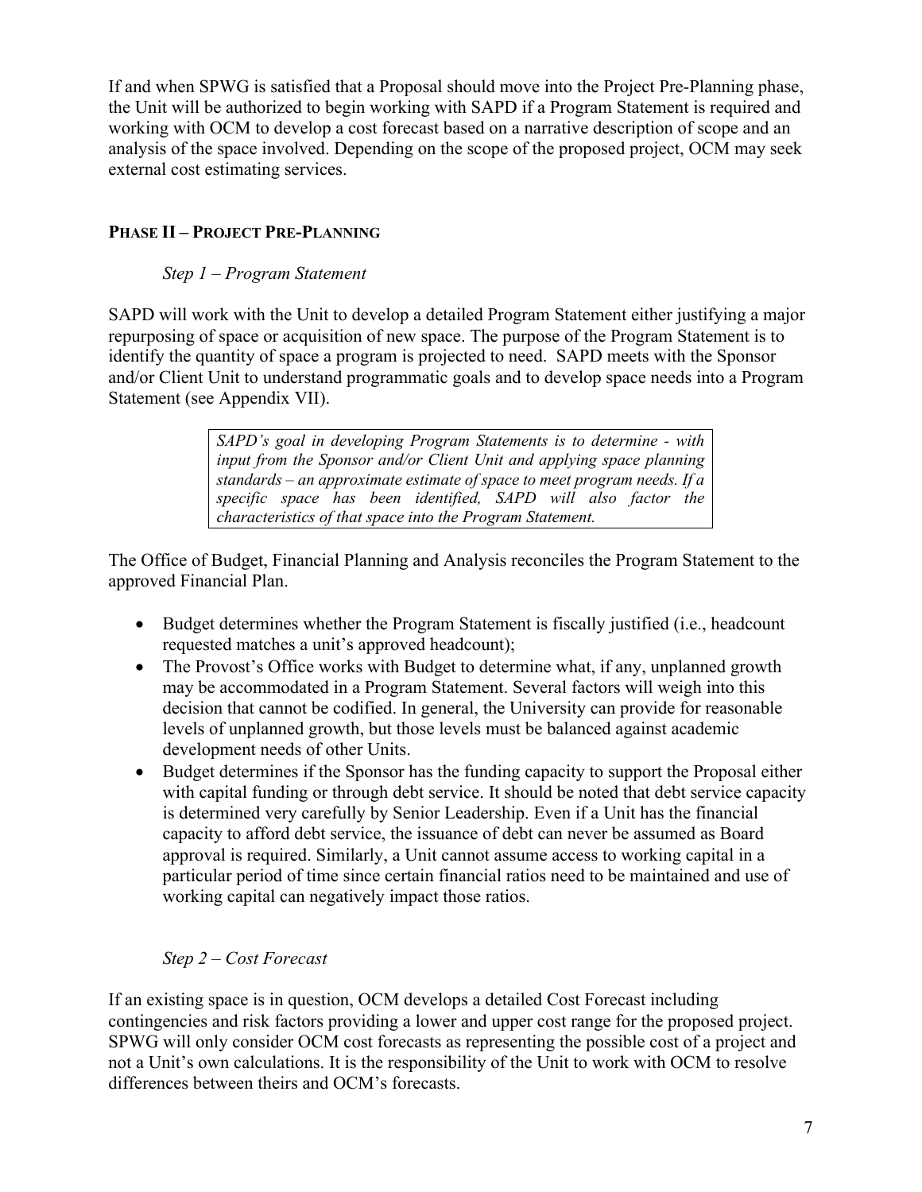If and when SPWG is satisfied that a Proposal should move into the Project Pre-Planning phase, the Unit will be authorized to begin working with SAPD if a Program Statement is required and working with OCM to develop a cost forecast based on a narrative description of scope and an analysis of the space involved. Depending on the scope of the proposed project, OCM may seek external cost estimating services.

## PHASE II – PROJECT PRE-PLANNING

*Step 1 – Program Statement*

SAPD will work with the Unit to develop a detailed Program Statement either justifying a major repurposing of space or acquisition of new space. The purpose of the Program Statement is to identify the quantity of space a program is projected to need. SAPD meets with the Sponsor and/or Client Unit to understand programmatic goals and to develop space needs into a Program Statement (see Appendix VII).

> *SAPD's goal in developing Program Statements is to determine - with input from the Sponsor and/or Client Unit and applying space planning standards – an approximate estimate of space to meet program needs. If a specific space has been identified, SAPD will also factor the characteristics of that space into the Program Statement.*

The Office of Budget, Financial Planning and Analysis reconciles the Program Statement to the approved Financial Plan.

- Budget determines whether the Program Statement is fiscally justified (i.e., headcount requested matches a unit's approved headcount);
- The Provost's Office works with Budget to determine what, if any, unplanned growth may be accommodated in a Program Statement. Several factors will weigh into this decision that cannot be codified. In general, the University can provide for reasonable levels of unplanned growth, but those levels must be balanced against academic development needs of other Units.
- Budget determines if the Sponsor has the funding capacity to support the Proposal either with capital funding or through debt service. It should be noted that debt service capacity is determined very carefully by Senior Leadership. Even if a Unit has the financial capacity to afford debt service, the issuance of debt can never be assumed as Board approval is required. Similarly, a Unit cannot assume access to working capital in a particular period of time since certain financial ratios need to be maintained and use of working capital can negatively impact those ratios.

*Step 2 – Cost Forecast*

If an existing space is in question, OCM develops a detailed Cost Forecast including contingencies and risk factors providing a lower and upper cost range for the proposed project. SPWG will only consider OCM cost forecasts as representing the possible cost of a project and not a Unit's own calculations. It is the responsibility of the Unit to work with OCM to resolve differences between theirs and OCM's forecasts.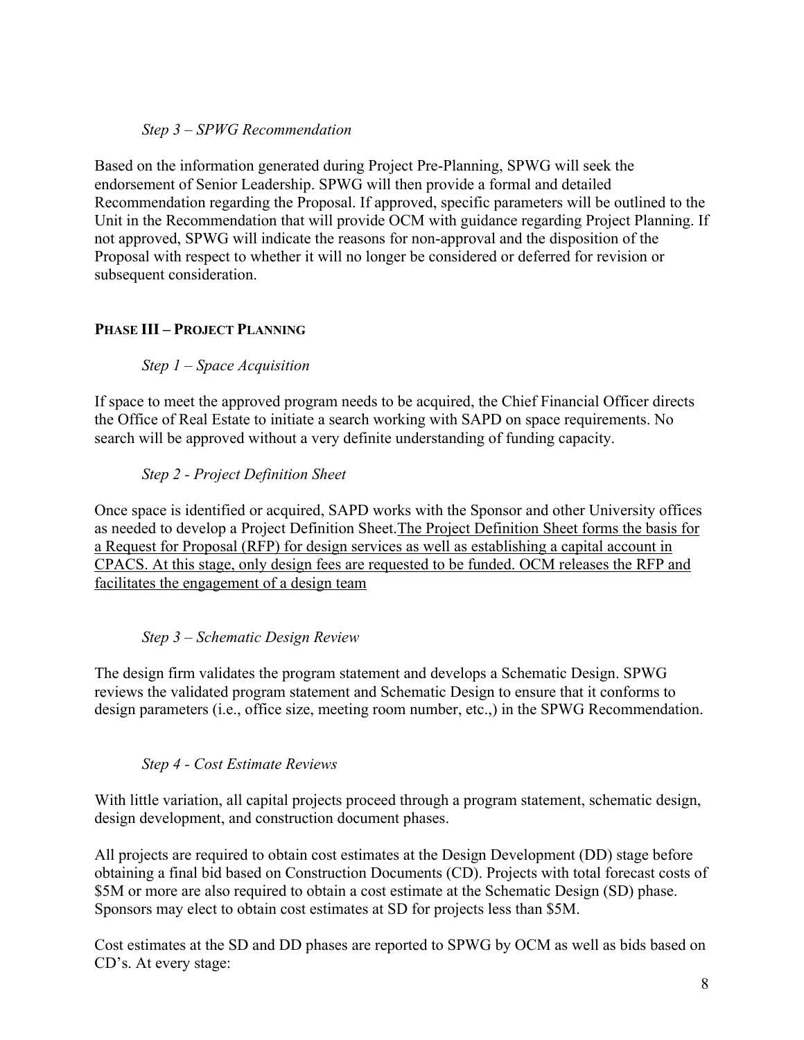*Step 3 – SPWG Recommendation*

Based on the information generated during Project Pre-Planning, SPWG will seek the endorsement of Senior Leadership. SPWG will then provide a formal and detailed Recommendation regarding the Proposal. If approved, specific parameters will be outlined to the Unit in the Recommendation that will provide OCM with guidance regarding Project Planning. If not approved, SPWG will indicate the reasons for non-approval and the disposition of the Proposal with respect to whether it will no longer be considered or deferred for revision or subsequent consideration.

## PHASE III – PROJECT PLANNING

*Step 1 – Space Acquisition*

If space to meet the approved program needs to be acquired, the Chief Financial Officer directs the Office of Real Estate to initiate a search working with SAPD on space requirements. No search will be approved without a very definite understanding of funding capacity.

*Step 2 - Project Definition Sheet*

Once space is identified or acquired, SAPD works with the Sponsor and other University offices as needed to develop a Project Definition Sheet.<u>The Project Definition Sheet forms the basis for a Request for Proposal (RFP) for design services as well as establishing a capital account in CPACS. At this stage, only design fees are requested to be funded. OCM releases the RFP and facilitates the engagement of a design team</u>

*Step 3 – Schematic Design Review*

The design firm validates the program statement and develops a Schematic Design. SPWG reviews the validated program statement and Schematic Design to ensure that it conforms to design parameters (i.e., office size, meeting room number, etc.,) in the SPWG Recommendation.

*Step 4 - Cost Estimate Reviews*

With little variation, all capital projects proceed through a program statement, schematic design, design development, and construction document phases.

All projects are required to obtain cost estimates at the Design Development (DD) stage before obtaining a final bid based on Construction Documents (CD). Projects with total forecast costs of $5M or more are also required to obtain a cost estimate at the Schematic Design (SD) phase. Sponsors may elect to obtain cost estimates at SD for projects less than $5M.

Cost estimates at the SD and DD phases are reported to SPWG by OCM as well as bids based on CD's. At every stage: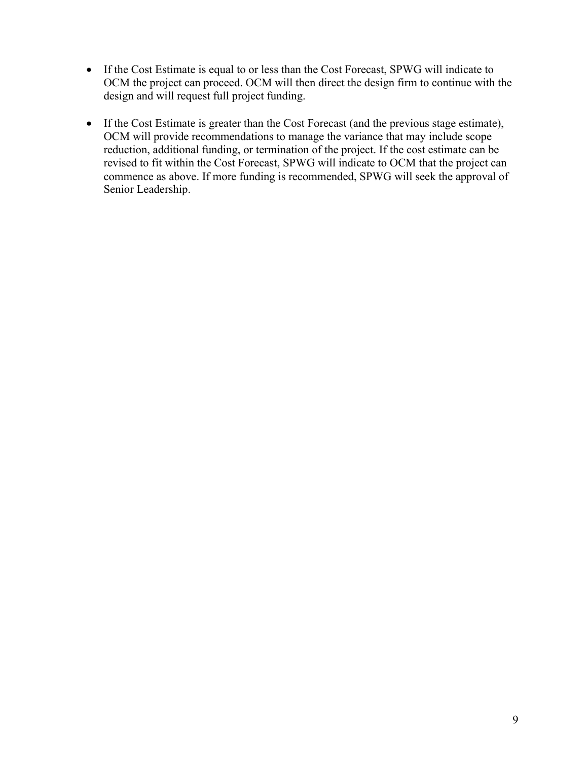- If the Cost Estimate is equal to or less than the Cost Forecast, SPWG will indicate to OCM the project can proceed. OCM will then direct the design firm to continue with the design and will request full project funding.

- If the Cost Estimate is greater than the Cost Forecast (and the previous stage estimate), OCM will provide recommendations to manage the variance that may include scope reduction, additional funding, or termination of the project. If the cost estimate can be revised to fit within the Cost Forecast, SPWG will indicate to OCM that the project can commence as above. If more funding is recommended, SPWG will seek the approval of Senior Leadership.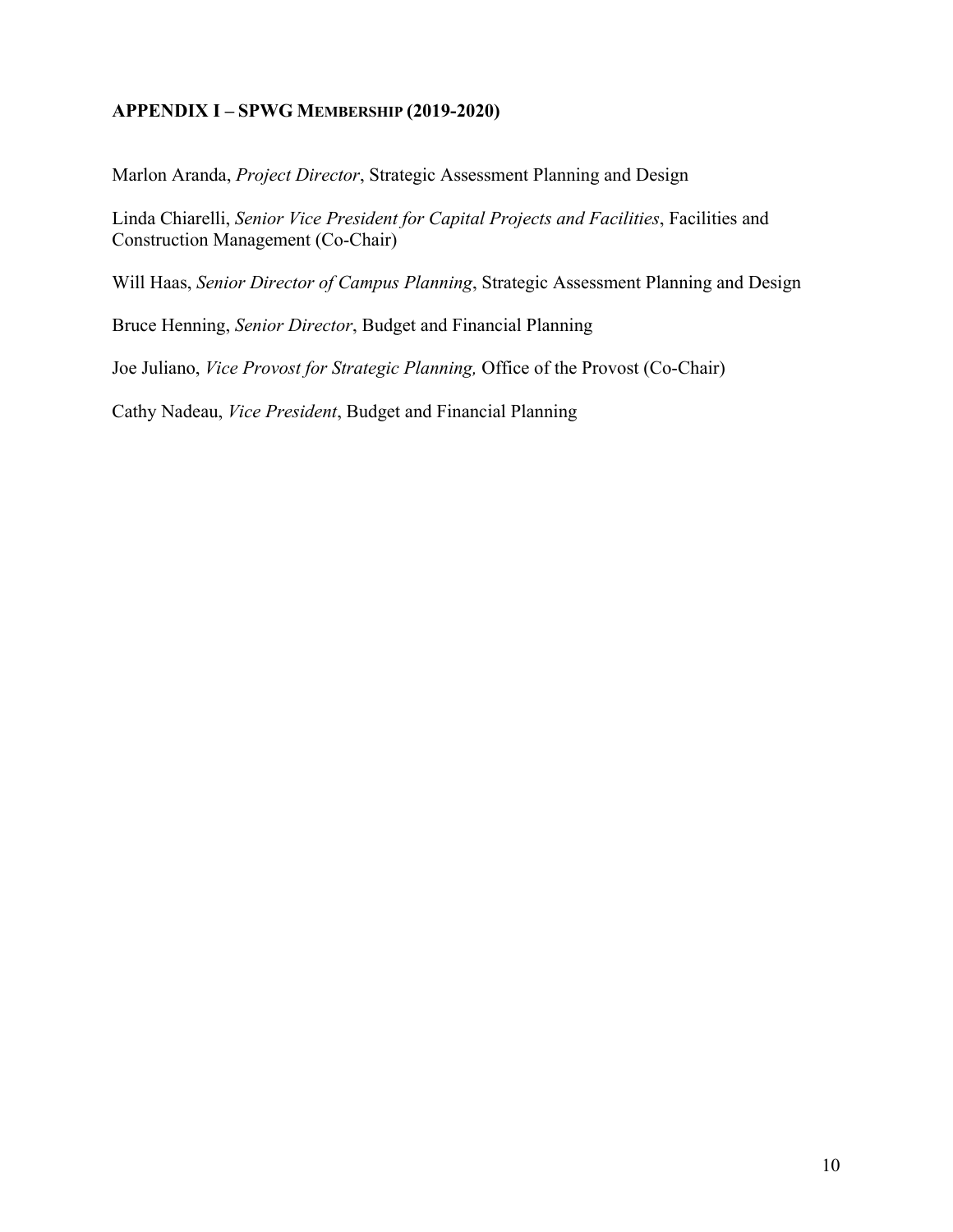## APPENDIX I – SPWG MEMBERSHIP (2019-2020)

Marlon Aranda, *Project Director*, Strategic Assessment Planning and Design

Linda Chiarelli, *Senior Vice President for Capital Projects and Facilities*, Facilities and Construction Management (Co-Chair)

Will Haas, *Senior Director of Campus Planning*, Strategic Assessment Planning and Design

Bruce Henning, *Senior Director*, Budget and Financial Planning

Joe Juliano, *Vice Provost for Strategic Planning,* Office of the Provost (Co-Chair)

Cathy Nadeau, *Vice President*, Budget and Financial Planning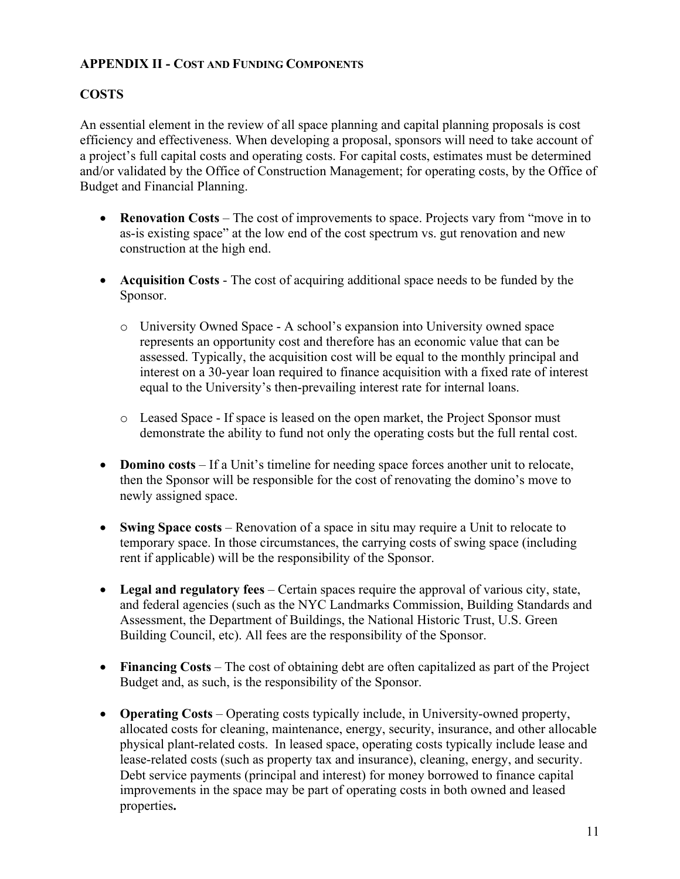## APPENDIX II - COST AND FUNDING COMPONENTS

### COSTS

An essential element in the review of all space planning and capital planning proposals is cost efficiency and effectiveness. When developing a proposal, sponsors will need to take account of a project's full capital costs and operating costs. For capital costs, estimates must be determined and/or validated by the Office of Construction Management; for operating costs, by the Office of Budget and Financial Planning.

- **Renovation Costs** – The cost of improvements to space. Projects vary from "move in to as-is existing space" at the low end of the cost spectrum vs. gut renovation and new construction at the high end.

- **Acquisition Costs** - The cost of acquiring additional space needs to be funded by the Sponsor.

  - University Owned Space - A school's expansion into University owned space represents an opportunity cost and therefore has an economic value that can be assessed. Typically, the acquisition cost will be equal to the monthly principal and interest on a 30-year loan required to finance acquisition with a fixed rate of interest equal to the University's then-prevailing interest rate for internal loans.

  - Leased Space - If space is leased on the open market, the Project Sponsor must demonstrate the ability to fund not only the operating costs but the full rental cost.

- **Domino costs** – If a Unit's timeline for needing space forces another unit to relocate, then the Sponsor will be responsible for the cost of renovating the domino's move to newly assigned space.

- **Swing Space costs** – Renovation of a space in situ may require a Unit to relocate to temporary space. In those circumstances, the carrying costs of swing space (including rent if applicable) will be the responsibility of the Sponsor.

- **Legal and regulatory fees** – Certain spaces require the approval of various city, state, and federal agencies (such as the NYC Landmarks Commission, Building Standards and Assessment, the Department of Buildings, the National Historic Trust, U.S. Green Building Council, etc). All fees are the responsibility of the Sponsor.

- **Financing Costs** – The cost of obtaining debt are often capitalized as part of the Project Budget and, as such, is the responsibility of the Sponsor.

- **Operating Costs** – Operating costs typically include, in University-owned property, allocated costs for cleaning, maintenance, energy, security, insurance, and other allocable physical plant-related costs. In leased space, operating costs typically include lease and lease-related costs (such as property tax and insurance), cleaning, energy, and security. Debt service payments (principal and interest) for money borrowed to finance capital improvements in the space may be part of operating costs in both owned and leased properties**.**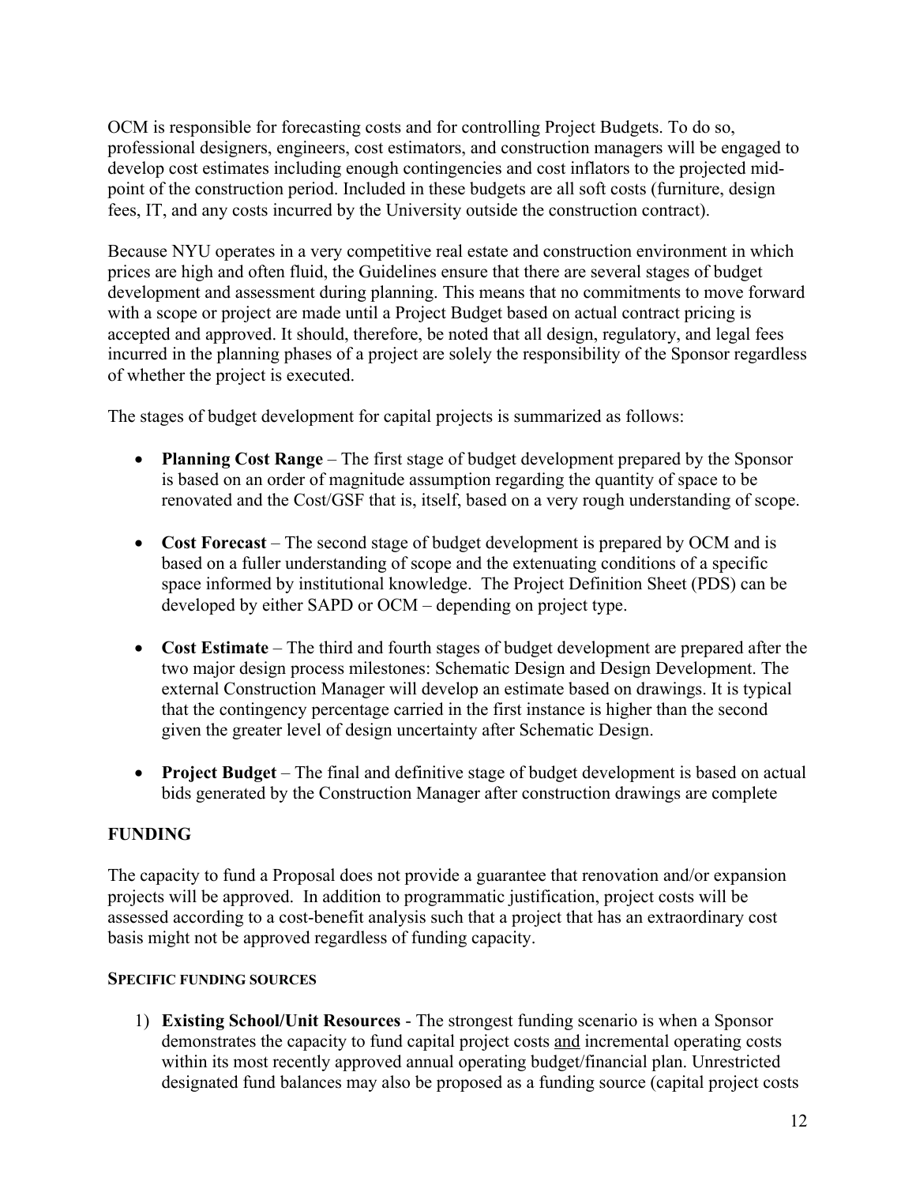OCM is responsible for forecasting costs and for controlling Project Budgets. To do so, professional designers, engineers, cost estimators, and construction managers will be engaged to develop cost estimates including enough contingencies and cost inflators to the projected mid-point of the construction period. Included in these budgets are all soft costs (furniture, design fees, IT, and any costs incurred by the University outside the construction contract).

Because NYU operates in a very competitive real estate and construction environment in which prices are high and often fluid, the Guidelines ensure that there are several stages of budget development and assessment during planning. This means that no commitments to move forward with a scope or project are made until a Project Budget based on actual contract pricing is accepted and approved. It should, therefore, be noted that all design, regulatory, and legal fees incurred in the planning phases of a project are solely the responsibility of the Sponsor regardless of whether the project is executed.

The stages of budget development for capital projects is summarized as follows:

- **Planning Cost Range** – The first stage of budget development prepared by the Sponsor is based on an order of magnitude assumption regarding the quantity of space to be renovated and the Cost/GSF that is, itself, based on a very rough understanding of scope.
- **Cost Forecast** – The second stage of budget development is prepared by OCM and is based on a fuller understanding of scope and the extenuating conditions of a specific space informed by institutional knowledge. The Project Definition Sheet (PDS) can be developed by either SAPD or OCM – depending on project type.
- **Cost Estimate** – The third and fourth stages of budget development are prepared after the two major design process milestones: Schematic Design and Design Development. The external Construction Manager will develop an estimate based on drawings. It is typical that the contingency percentage carried in the first instance is higher than the second given the greater level of design uncertainty after Schematic Design.
- **Project Budget** – The final and definitive stage of budget development is based on actual bids generated by the Construction Manager after construction drawings are complete

## FUNDING

The capacity to fund a Proposal does not provide a guarantee that renovation and/or expansion projects will be approved. In addition to programmatic justification, project costs will be assessed according to a cost-benefit analysis such that a project that has an extraordinary cost basis might not be approved regardless of funding capacity.

### SPECIFIC FUNDING SOURCES

1) **Existing School/Unit Resources** - The strongest funding scenario is when a Sponsor demonstrates the capacity to fund capital project costs <u>and</u> incremental operating costs within its most recently approved annual operating budget/financial plan. Unrestricted designated fund balances may also be proposed as a funding source (capital project costs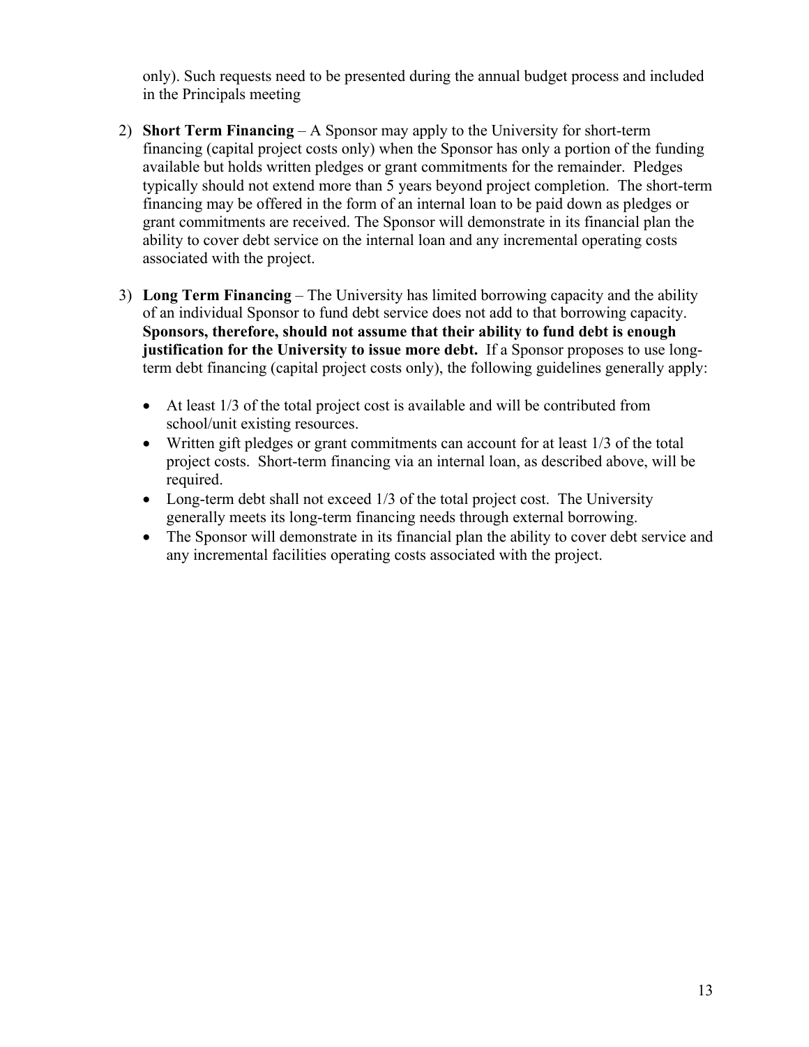only). Such requests need to be presented during the annual budget process and included in the Principals meeting

2) **Short Term Financing** – A Sponsor may apply to the University for short-term financing (capital project costs only) when the Sponsor has only a portion of the funding available but holds written pledges or grant commitments for the remainder. Pledges typically should not extend more than 5 years beyond project completion. The short-term financing may be offered in the form of an internal loan to be paid down as pledges or grant commitments are received. The Sponsor will demonstrate in its financial plan the ability to cover debt service on the internal loan and any incremental operating costs associated with the project.

3) **Long Term Financing** – The University has limited borrowing capacity and the ability of an individual Sponsor to fund debt service does not add to that borrowing capacity. **Sponsors, therefore, should not assume that their ability to fund debt is enough justification for the University to issue more debt.** If a Sponsor proposes to use long-term debt financing (capital project costs only), the following guidelines generally apply:

   - At least 1/3 of the total project cost is available and will be contributed from school/unit existing resources.
   - Written gift pledges or grant commitments can account for at least 1/3 of the total project costs. Short-term financing via an internal loan, as described above, will be required.
   - Long-term debt shall not exceed 1/3 of the total project cost. The University generally meets its long-term financing needs through external borrowing.
   - The Sponsor will demonstrate in its financial plan the ability to cover debt service and any incremental facilities operating costs associated with the project.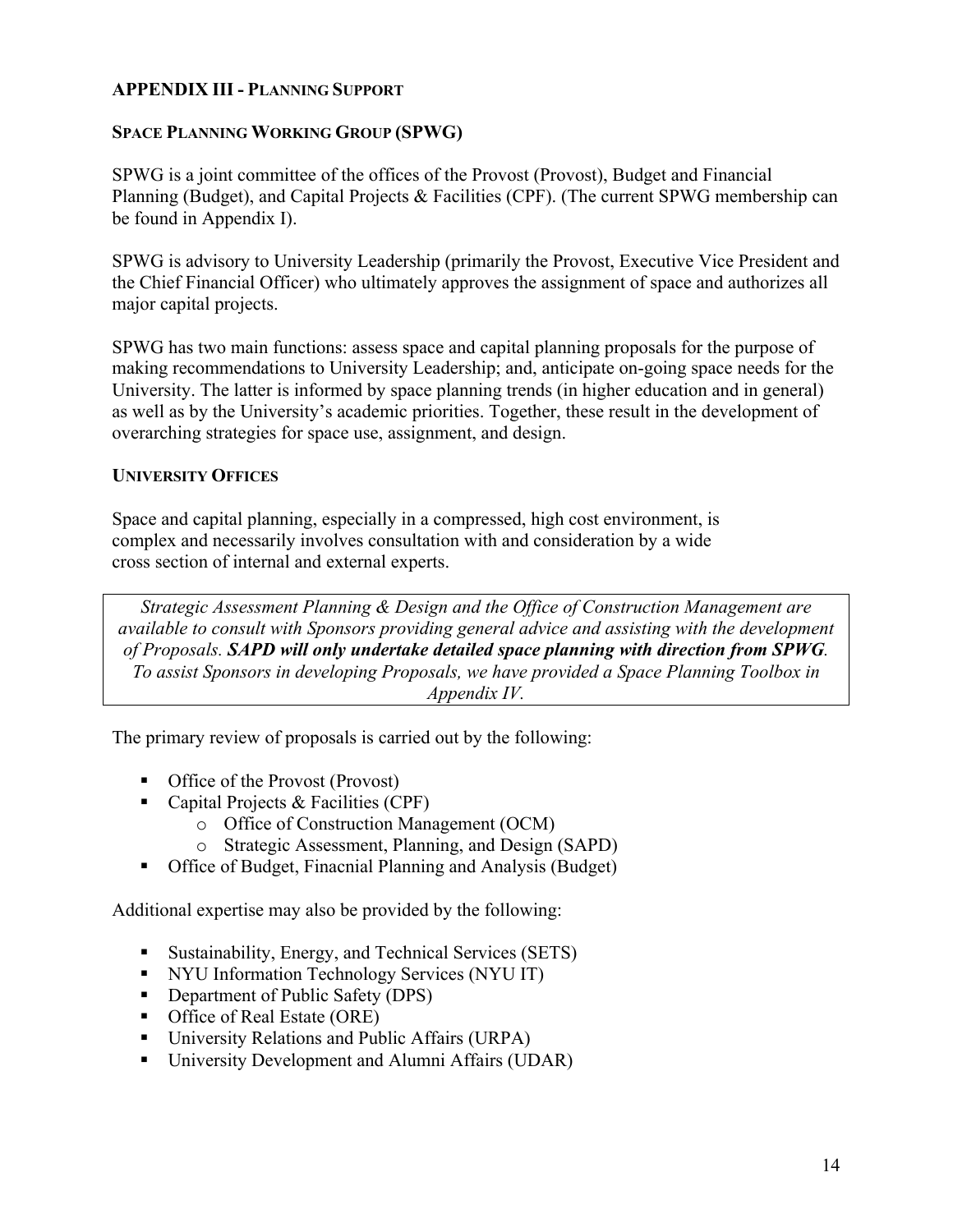## APPENDIX III - PLANNING SUPPORT

### SPACE PLANNING WORKING GROUP (SPWG)

SPWG is a joint committee of the offices of the Provost (Provost), Budget and Financial Planning (Budget), and Capital Projects & Facilities (CPF). (The current SPWG membership can be found in Appendix I).

SPWG is advisory to University Leadership (primarily the Provost, Executive Vice President and the Chief Financial Officer) who ultimately approves the assignment of space and authorizes all major capital projects.

SPWG has two main functions: assess space and capital planning proposals for the purpose of making recommendations to University Leadership; and, anticipate on-going space needs for the University. The latter is informed by space planning trends (in higher education and in general) as well as by the University's academic priorities. Together, these result in the development of overarching strategies for space use, assignment, and design.

### UNIVERSITY OFFICES

Space and capital planning, especially in a compressed, high cost environment, is complex and necessarily involves consultation with and consideration by a wide cross section of internal and external experts.

> *Strategic Assessment Planning & Design and the Office of Construction Management are available to consult with Sponsors providing general advice and assisting with the development of Proposals.* ***SAPD will only undertake detailed space planning with direction from SPWG****. To assist Sponsors in developing Proposals, we have provided a Space Planning Toolbox in Appendix IV.*

The primary review of proposals is carried out by the following:

- Office of the Provost (Provost)
- Capital Projects & Facilities (CPF)
  - Office of Construction Management (OCM)
  - Strategic Assessment, Planning, and Design (SAPD)
- Office of Budget, Finacnial Planning and Analysis (Budget)

Additional expertise may also be provided by the following:

- Sustainability, Energy, and Technical Services (SETS)
- NYU Information Technology Services (NYU IT)
- Department of Public Safety (DPS)
- Office of Real Estate (ORE)
- University Relations and Public Affairs (URPA)
- University Development and Alumni Affairs (UDAR)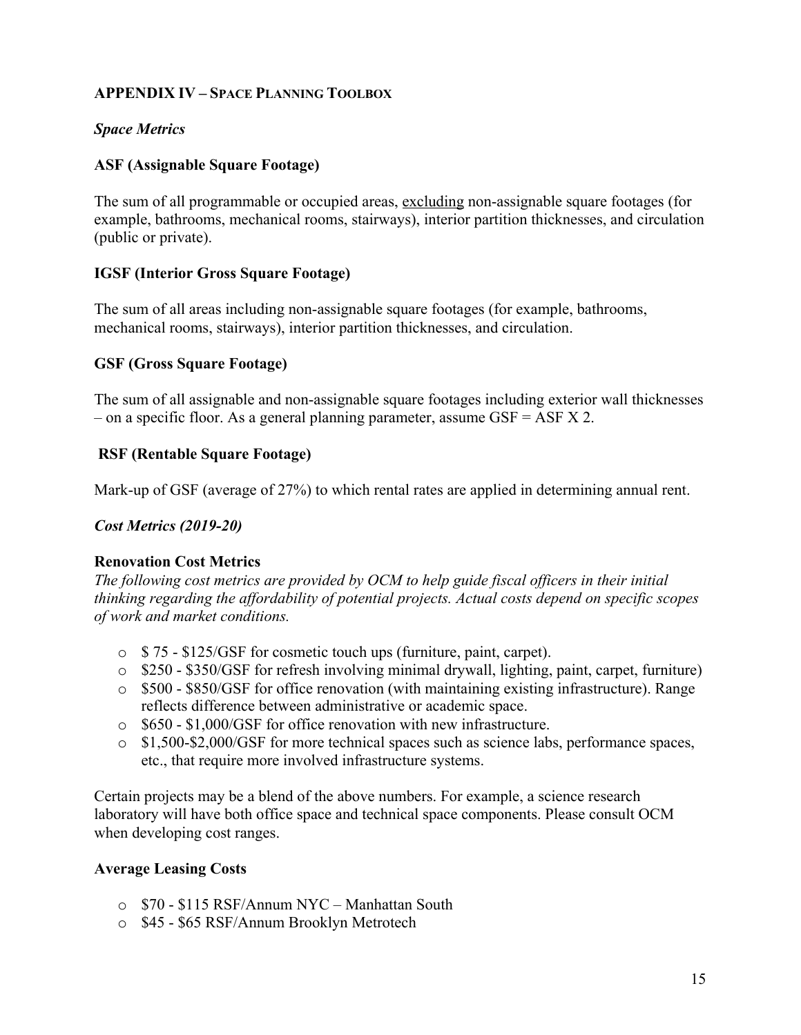## APPENDIX IV – SPACE PLANNING TOOLBOX

***Space Metrics***

**ASF (Assignable Square Footage)**

The sum of all programmable or occupied areas, <u>excluding</u> non-assignable square footages (for example, bathrooms, mechanical rooms, stairways), interior partition thicknesses, and circulation (public or private).

**IGSF (Interior Gross Square Footage)**

The sum of all areas including non-assignable square footages (for example, bathrooms, mechanical rooms, stairways), interior partition thicknesses, and circulation.

**GSF (Gross Square Footage)**

The sum of all assignable and non-assignable square footages including exterior wall thicknesses – on a specific floor. As a general planning parameter, assume GSF = ASF X 2.

**RSF (Rentable Square Footage)**

Mark-up of GSF (average of 27%) to which rental rates are applied in determining annual rent.

***Cost Metrics (2019-20)***

**Renovation Cost Metrics**

*The following cost metrics are provided by OCM to help guide fiscal officers in their initial thinking regarding the affordability of potential projects. Actual costs depend on specific scopes of work and market conditions.*

- $ 75 - $125/GSF for cosmetic touch ups (furniture, paint, carpet).
- $250 - $350/GSF for refresh involving minimal drywall, lighting, paint, carpet, furniture)
- $500 - $850/GSF for office renovation (with maintaining existing infrastructure). Range reflects difference between administrative or academic space.
- $650 - $1,000/GSF for office renovation with new infrastructure.
- $1,500-$2,000/GSF for more technical spaces such as science labs, performance spaces, etc., that require more involved infrastructure systems.

Certain projects may be a blend of the above numbers. For example, a science research laboratory will have both office space and technical space components. Please consult OCM when developing cost ranges.

**Average Leasing Costs**

- $70 - $115 RSF/Annum NYC – Manhattan South
- $45 - $65 RSF/Annum Brooklyn Metrotech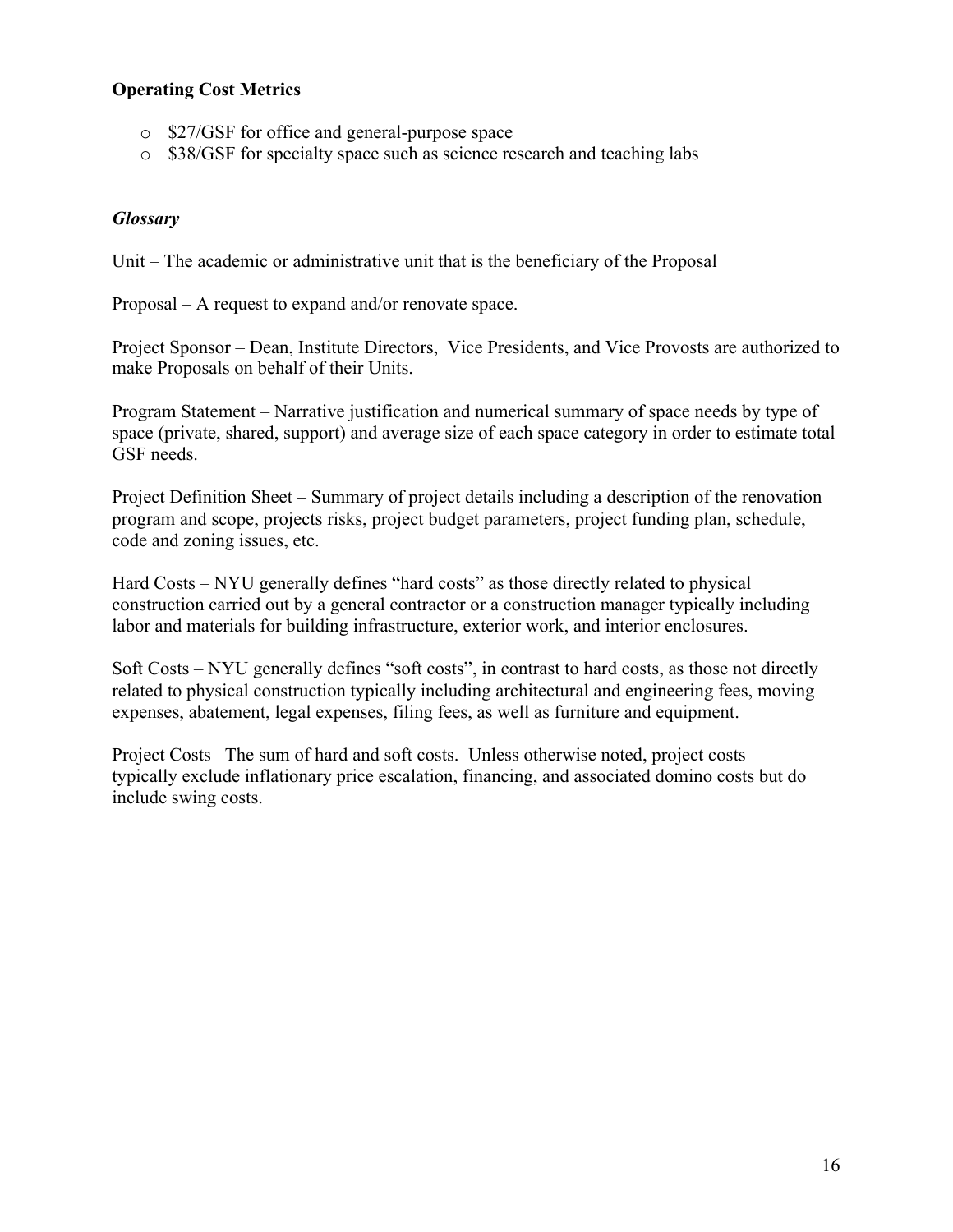**Operating Cost Metrics**

- $27/GSF for office and general-purpose space
- $38/GSF for specialty space such as science research and teaching labs

***Glossary***

Unit – The academic or administrative unit that is the beneficiary of the Proposal

Proposal – A request to expand and/or renovate space.

Project Sponsor – Dean, Institute Directors, Vice Presidents, and Vice Provosts are authorized to make Proposals on behalf of their Units.

Program Statement – Narrative justification and numerical summary of space needs by type of space (private, shared, support) and average size of each space category in order to estimate total GSF needs.

Project Definition Sheet – Summary of project details including a description of the renovation program and scope, projects risks, project budget parameters, project funding plan, schedule, code and zoning issues, etc.

Hard Costs – NYU generally defines "hard costs" as those directly related to physical construction carried out by a general contractor or a construction manager typically including labor and materials for building infrastructure, exterior work, and interior enclosures.

Soft Costs – NYU generally defines "soft costs", in contrast to hard costs, as those not directly related to physical construction typically including architectural and engineering fees, moving expenses, abatement, legal expenses, filing fees, as well as furniture and equipment.

Project Costs –The sum of hard and soft costs. Unless otherwise noted, project costs typically exclude inflationary price escalation, financing, and associated domino costs but do include swing costs.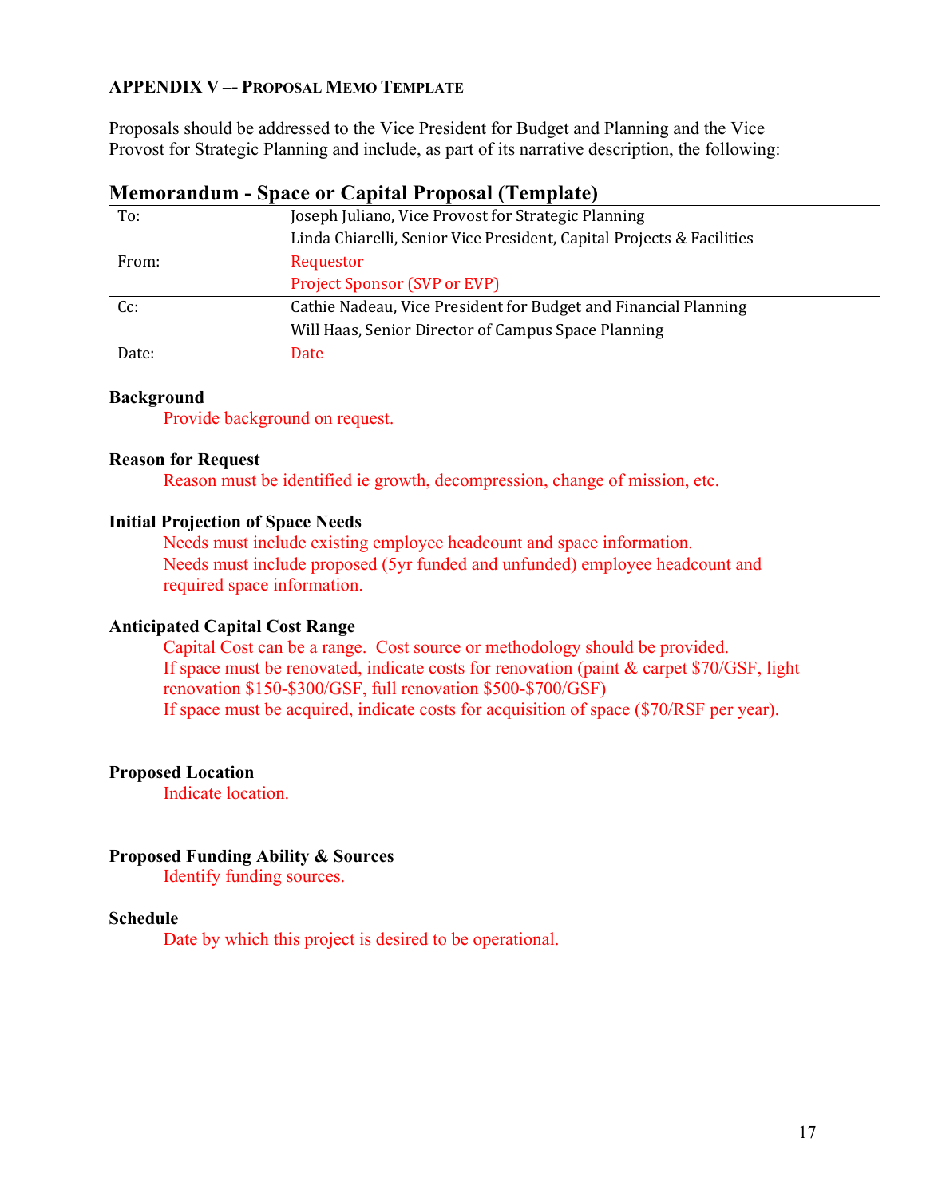**APPENDIX V –- PROPOSAL MEMO TEMPLATE**

Proposals should be addressed to the Vice President for Budget and Planning and the Vice Provost for Strategic Planning and include, as part of its narrative description, the following:

## Memorandum - Space or Capital Proposal (Template)

| | |
|---|---|
| To: | Joseph Juliano, Vice Provost for Strategic Planning<br>Linda Chiarelli, Senior Vice President, Capital Projects & Facilities |
| From: | Requestor<br>Project Sponsor (SVP or EVP) |
| Cc: | Cathie Nadeau, Vice President for Budget and Financial Planning<br>Will Haas, Senior Director of Campus Space Planning |
| Date: | Date |

**Background**

Provide background on request.

**Reason for Request**

Reason must be identified ie growth, decompression, change of mission, etc.

**Initial Projection of Space Needs**

Needs must include existing employee headcount and space information.
Needs must include proposed (5yr funded and unfunded) employee headcount and required space information.

**Anticipated Capital Cost Range**

Capital Cost can be a range. Cost source or methodology should be provided.
If space must be renovated, indicate costs for renovation (paint & carpet $70/GSF, light renovation $150-$300/GSF, full renovation $500-$700/GSF)
If space must be acquired, indicate costs for acquisition of space ($70/RSF per year).

**Proposed Location**

Indicate location.

**Proposed Funding Ability & Sources**

Identify funding sources.

**Schedule**

Date by which this project is desired to be operational.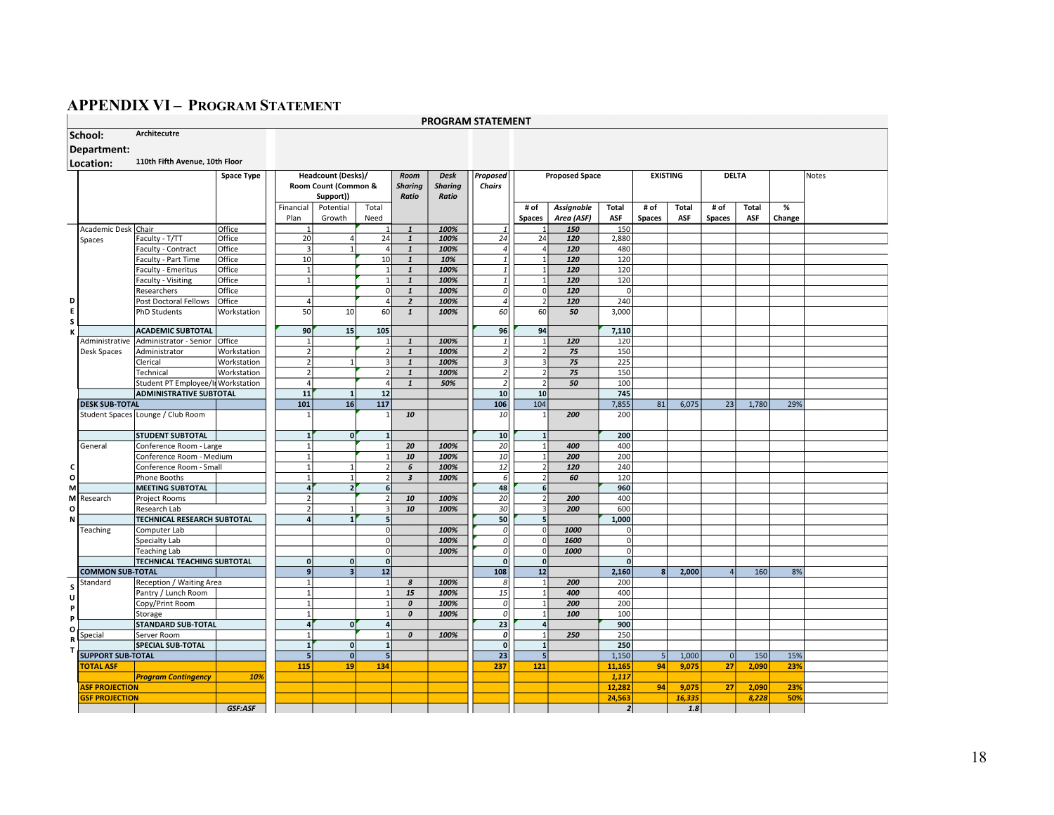# APPENDIX VI – Program Statement

## PROGRAM STATEMENT

**School:** Architecutre

**Department:**

**Location:** 110th Fifth Avenue, 10th Floor

| | | | Space Type | Headcount (Desks)/ Room Count (Common & Support)) | | | Room Sharing Ratio | Desk Sharing Ratio | Proposed Chairs | Proposed Space | | | EXISTING | | DELTA | | | Notes |
|---|---|---|---|---|---|---|---|---|---|---|---|---|---|---|---|---|---|---|
| | | | | Financial Plan | Potential Growth | Total Need | | | | # of Spaces | Assignable Area (ASF) | Total ASF | # of Spaces | Total ASF | # of Spaces | Total ASF | % Change | |
| DESK | Academic Desk Spaces | Chair | Office | 1 | | 1 | 1 | 100% | 1 | 1 | 150 | 150 | | | | | | |
| | | Faculty - T/TT | Office | 20 | 4 | 24 | 1 | 100% | 24 | 24 | 120 | 2,880 | | | | | | |
| | | Faculty - Contract | Office | 3 | 1 | 4 | 1 | 100% | 4 | 4 | 120 | 480 | | | | | | |
| | | Faculty - Part Time | Office | 10 | | 10 | 1 | 10% | 1 | 1 | 120 | 120 | | | | | | |
| | | Faculty - Emeritus | Office | 1 | | 1 | 1 | 100% | 1 | 1 | 120 | 120 | | | | | | |
| | | Faculty - Visiting | Office | 1 | | 1 | 1 | 100% | 1 | 1 | 120 | 120 | | | | | | |
| | | Researchers | Office | | | 0 | 1 | 100% | 0 | 0 | 120 | 0 | | | | | | |
| | | Post Doctoral Fellows | Office | 4 | | 4 | 2 | 100% | 4 | 2 | 120 | 240 | | | | | | |
| | | PhD Students | Workstation | 50 | 10 | 60 | 1 | 100% | 60 | 60 | 50 | 3,000 | | | | | | |
| | | **ACADEMIC SUBTOTAL** | | **90** | **15** | **105** | | | **96** | **94** | | **7,110** | | | | | | |
| | Administrative Desk Spaces | Administrator - Senior | Office | 1 | | 1 | 1 | 100% | 1 | 1 | 120 | 120 | | | | | | |
| | | Administrator | Workstation | 2 | | 2 | 1 | 100% | 2 | 2 | 75 | 150 | | | | | | |
| | | Clerical | Workstation | 2 | 1 | 3 | 1 | 100% | 3 | 3 | 75 | 225 | | | | | | |
| | | Technical | Workstation | 2 | | 2 | 1 | 100% | 2 | 2 | 75 | 150 | | | | | | |
| | | Student PT Employee/I | Workstation | 4 | | 4 | 1 | 50% | 2 | 2 | 50 | 100 | | | | | | |
| | | **ADMINISTRATIVE SUBTOTAL** | | **11** | **1** | **12** | | | **10** | **10** | | **745** | | | | | | |
| | **DESK SUB-TOTAL** | | | **101** | **16** | **117** | | | **106** | **104** | | **7,855** | 81 | 6,075 | 23 | 1,780 | 29% | |
| COMMON | Student Spaces | Lounge / Club Room | | 1 | | 1 | 10 | | 10 | 1 | 200 | 200 | | | | | | |
| | | **STUDENT SUBTOTAL** | | **1** | **0** | **1** | | | **10** | **1** | | **200** | | | | | | |
| | General | Conference Room - Large | | 1 | | 1 | 20 | 100% | 20 | 1 | 400 | 400 | | | | | | |
| | | Conference Room - Medium | | 1 | | 1 | 10 | 100% | 10 | 1 | 200 | 200 | | | | | | |
| | | Conference Room - Small | | 1 | 1 | 2 | 6 | 100% | 12 | 2 | 120 | 240 | | | | | | |
| | | Phone Booths | | 1 | 1 | 2 | 3 | 100% | 6 | 2 | 60 | 120 | | | | | | |
| | | **MEETING SUBTOTAL** | | **4** | **2** | **6** | | | **48** | **6** | | **960** | | | | | | |
| | Research | Project Rooms | | 2 | | 2 | 10 | 100% | 20 | 2 | 200 | 400 | | | | | | |
| | | Research Lab | | 2 | 1 | 3 | 10 | 100% | 30 | 3 | 200 | 600 | | | | | | |
| | | **TECHNICAL RESEARCH SUBTOTAL** | | **4** | **1** | **5** | | | **50** | **5** | | **1,000** | | | | | | |
| | Teaching | Computer Lab | | | | 0 | | 100% | 0 | 0 | 1000 | 0 | | | | | | |
| | | Specialty Lab | | | | 0 | | 100% | 0 | 0 | 1600 | 0 | | | | | | |
| | | Teaching Lab | | | | 0 | | 100% | 0 | 0 | 1000 | 0 | | | | | | |
| | | **TECHNICAL TEACHING SUBTOTAL** | | **0** | **0** | **0** | | | **0** | **0** | | **0** | | | | | | |
| | **COMMON SUB-TOTAL** | | | **9** | **3** | **12** | | | **108** | **12** | | **2,160** | **8** | **2,000** | 4 | 160 | 8% | |
| SUPPORT | Standard | Reception / Waiting Area | | 1 | | 1 | 8 | 100% | 8 | 1 | 200 | 200 | | | | | | |
| | | Pantry / Lunch Room | | 1 | | 1 | 15 | 100% | 15 | 1 | 400 | 400 | | | | | | |
| | | Copy/Print Room | | 1 | | 1 | 0 | 100% | 0 | 1 | 200 | 200 | | | | | | |
| | | Storage | | 1 | | 1 | 0 | 100% | 0 | 1 | 100 | 100 | | | | | | |
| | | **STANDARD SUB-TOTAL** | | **4** | **0** | **4** | | | **23** | **4** | | **900** | | | | | | |
| | Special | Server Room | | 1 | | 1 | 0 | 100% | 0 | 1 | 250 | 250 | | | | | | |
| | | **SPECIAL SUB-TOTAL** | | **1** | **0** | **1** | | | **0** | **1** | | **250** | | | | | | |
| | **SUPPORT SUB-TOTAL** | | | **5** | **0** | **5** | | | **23** | **5** | | 1,150 | 5 | 1,000 | 0 | 150 | 15% | |
| | **TOTAL ASF** | | | **115** | **19** | **134** | | | **237** | **121** | | **11,165** | **94** | **9,075** | **27** | **2,090** | **23%** | |
| | | ***Program Contingency*** | ***10%*** | | | | | | | | | ***1,117*** | | | | | | |
| | **ASF PROJECTION** | | | | | | | | | | | **12,282** | **94** | **9,075** | **27** | **2,090** | **23%** | |
| | **GSF PROJECTION** | | | | | | | | | | | **24,563** | | ***16,335*** | | ***8,228*** | **50%** | |
| | | | ***GSF:ASF*** | | | | | | | | | **2** | | ***1.8*** | | | | |